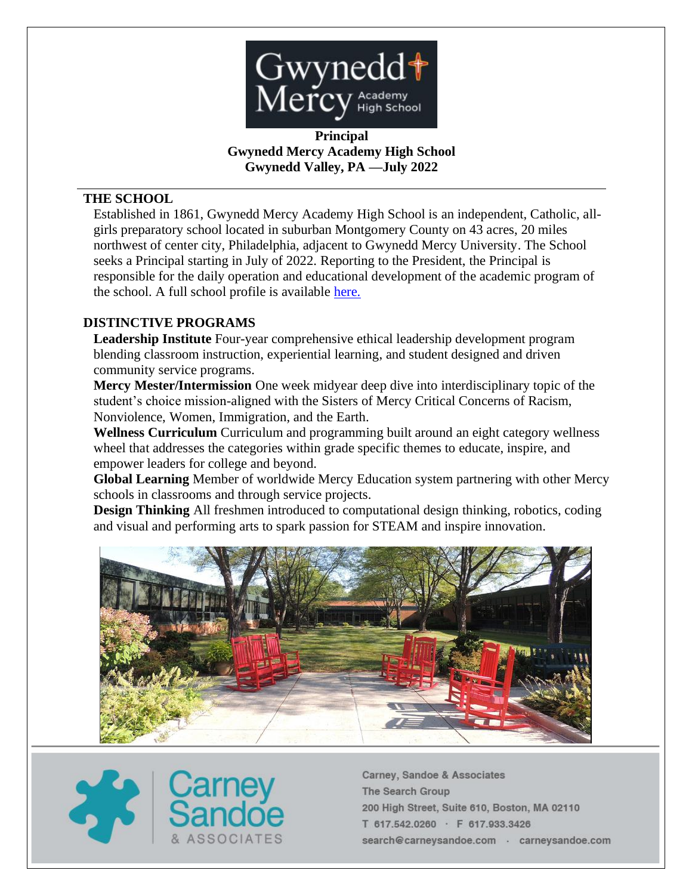**Principal**
**Gwynedd Mercy Academy High School**
**Gwynedd Valley, PA —July 2022**

## THE SCHOOL

Established in 1861, Gwynedd Mercy Academy High School is an independent, Catholic, all-girls preparatory school located in suburban Montgomery County on 43 acres, 20 miles northwest of center city, Philadelphia, adjacent to Gwynedd Mercy University. The School seeks a Principal starting in July of 2022. Reporting to the President, the Principal is responsible for the daily operation and educational development of the academic program of the school. A full school profile is available [here.]()

## DISTINCTIVE PROGRAMS

**Leadership Institute** Four-year comprehensive ethical leadership development program blending classroom instruction, experiential learning, and student designed and driven community service programs.

**Mercy Mester/Intermission** One week midyear deep dive into interdisciplinary topic of the student's choice mission-aligned with the Sisters of Mercy Critical Concerns of Racism, Nonviolence, Women, Immigration, and the Earth.

**Wellness Curriculum** Curriculum and programming built around an eight category wellness wheel that addresses the categories within grade specific themes to educate, inspire, and empower leaders for college and beyond.

**Global Learning** Member of worldwide Mercy Education system partnering with other Mercy schools in classrooms and through service projects.

**Design Thinking** All freshmen introduced to computational design thinking, robotics, coding and visual and performing arts to spark passion for STEAM and inspire innovation.

Carney, Sandoe & Associates
The Search Group
200 High Street, Suite 610, Boston, MA 02110
T 617.542.0260 · F 617.933.3426
search@carneysandoe.com · carneysandoe.com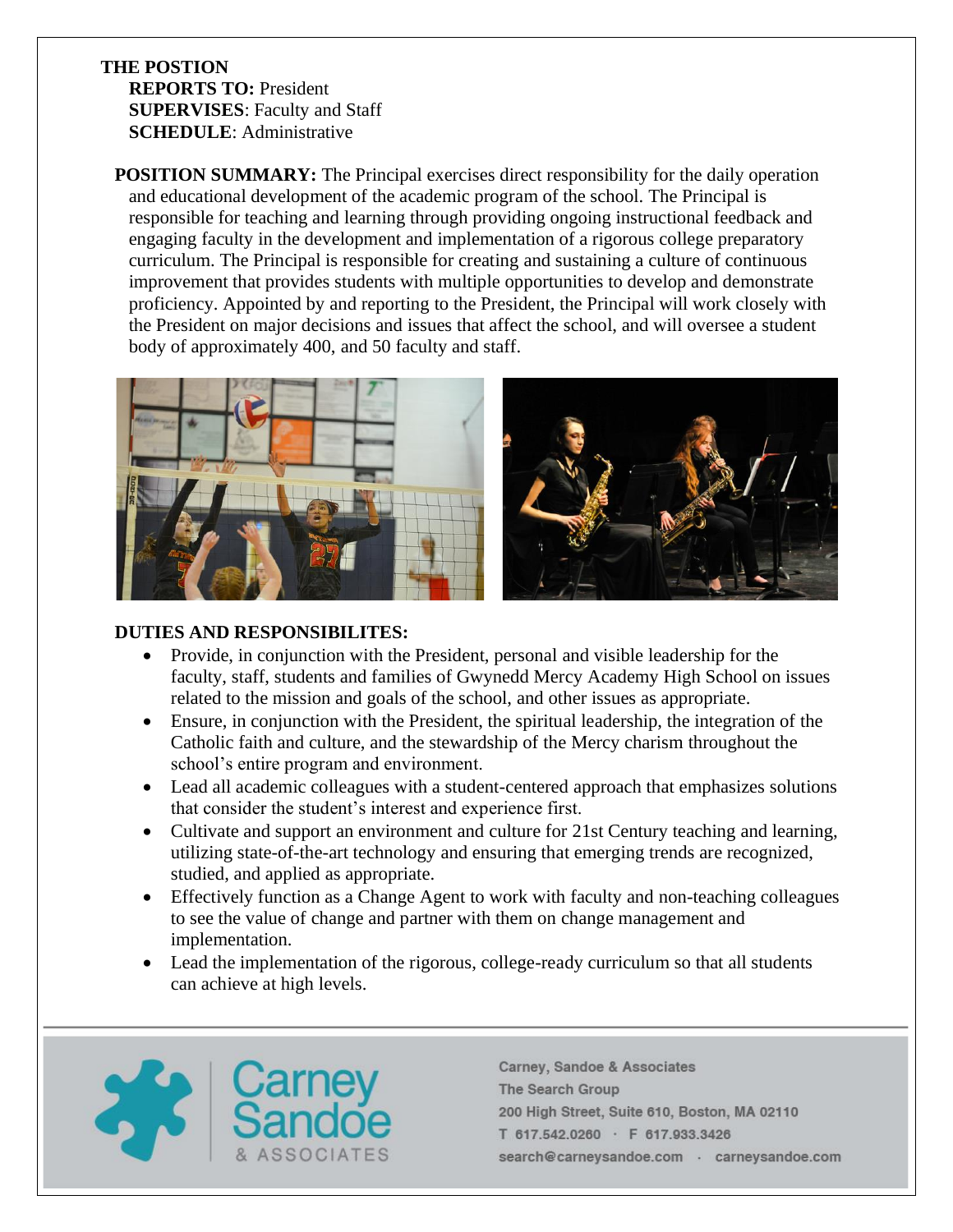**THE POSTION**

**REPORTS TO:** President
**SUPERVISES**: Faculty and Staff
**SCHEDULE**: Administrative

**POSITION SUMMARY:** The Principal exercises direct responsibility for the daily operation and educational development of the academic program of the school. The Principal is responsible for teaching and learning through providing ongoing instructional feedback and engaging faculty in the development and implementation of a rigorous college preparatory curriculum. The Principal is responsible for creating and sustaining a culture of continuous improvement that provides students with multiple opportunities to develop and demonstrate proficiency. Appointed by and reporting to the President, the Principal will work closely with the President on major decisions and issues that affect the school, and will oversee a student body of approximately 400, and 50 faculty and staff.

**DUTIES AND RESPONSIBILITES:**

- Provide, in conjunction with the President, personal and visible leadership for the faculty, staff, students and families of Gwynedd Mercy Academy High School on issues related to the mission and goals of the school, and other issues as appropriate.
- Ensure, in conjunction with the President, the spiritual leadership, the integration of the Catholic faith and culture, and the stewardship of the Mercy charism throughout the school's entire program and environment.
- Lead all academic colleagues with a student-centered approach that emphasizes solutions that consider the student's interest and experience first.
- Cultivate and support an environment and culture for 21st Century teaching and learning, utilizing state-of-the-art technology and ensuring that emerging trends are recognized, studied, and applied as appropriate.
- Effectively function as a Change Agent to work with faculty and non-teaching colleagues to see the value of change and partner with them on change management and implementation.
- Lead the implementation of the rigorous, college-ready curriculum so that all students can achieve at high levels.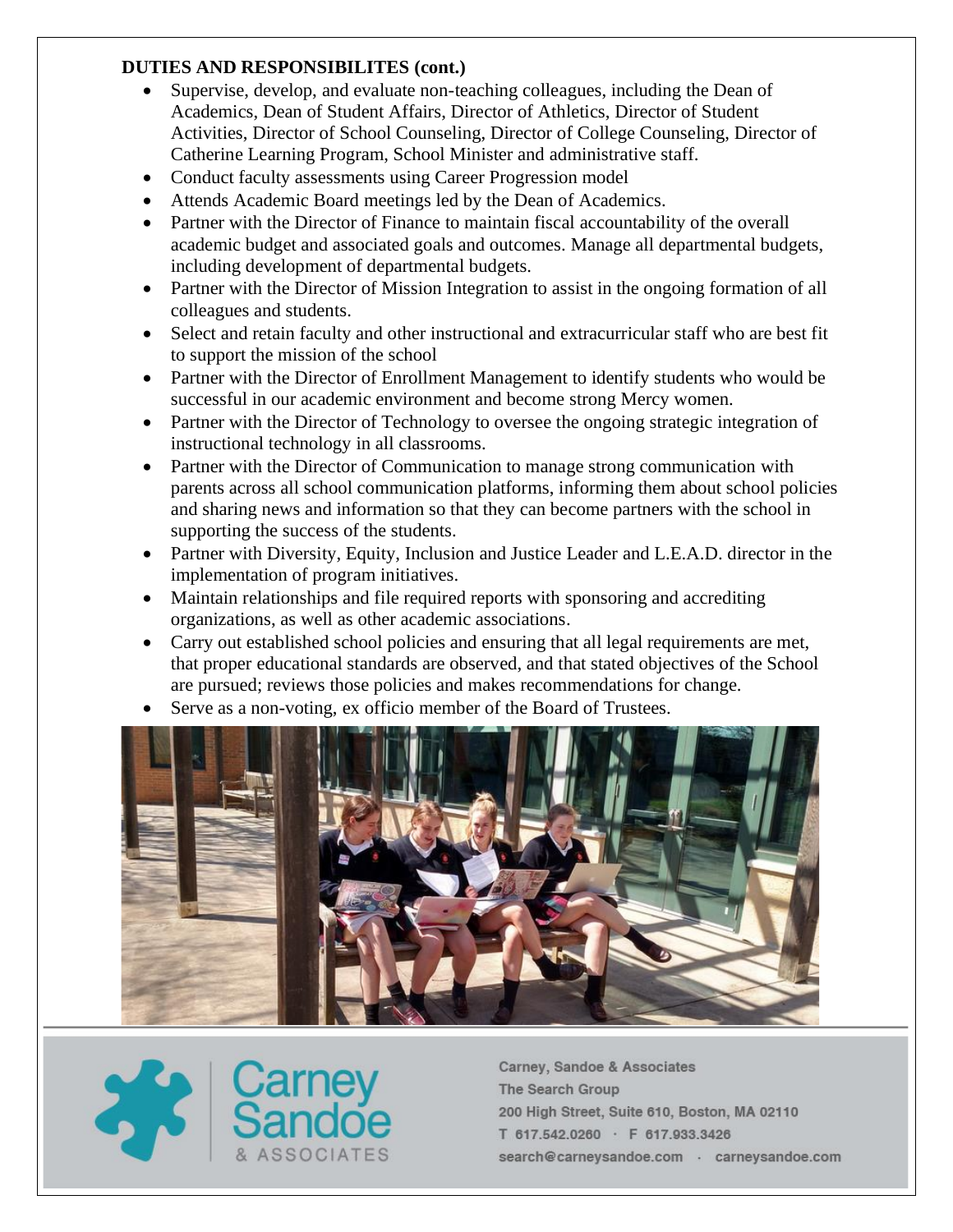**DUTIES AND RESPONSIBILITES (cont.)**

- Supervise, develop, and evaluate non-teaching colleagues, including the Dean of Academics, Dean of Student Affairs, Director of Athletics, Director of Student Activities, Director of School Counseling, Director of College Counseling, Director of Catherine Learning Program, School Minister and administrative staff.
- Conduct faculty assessments using Career Progression model
- Attends Academic Board meetings led by the Dean of Academics.
- Partner with the Director of Finance to maintain fiscal accountability of the overall academic budget and associated goals and outcomes. Manage all departmental budgets, including development of departmental budgets.
- Partner with the Director of Mission Integration to assist in the ongoing formation of all colleagues and students.
- Select and retain faculty and other instructional and extracurricular staff who are best fit to support the mission of the school
- Partner with the Director of Enrollment Management to identify students who would be successful in our academic environment and become strong Mercy women.
- Partner with the Director of Technology to oversee the ongoing strategic integration of instructional technology in all classrooms.
- Partner with the Director of Communication to manage strong communication with parents across all school communication platforms, informing them about school policies and sharing news and information so that they can become partners with the school in supporting the success of the students.
- Partner with Diversity, Equity, Inclusion and Justice Leader and L.E.A.D. director in the implementation of program initiatives.
- Maintain relationships and file required reports with sponsoring and accrediting organizations, as well as other academic associations.
- Carry out established school policies and ensuring that all legal requirements are met, that proper educational standards are observed, and that stated objectives of the School are pursued; reviews those policies and makes recommendations for change.
- Serve as a non-voting, ex officio member of the Board of Trustees.

Carney Sandoe & ASSOCIATES

Carney, Sandoe & Associates
The Search Group
200 High Street, Suite 610, Boston, MA 02110
T 617.542.0260 · F 617.933.3426
search@carneysandoe.com · carneysandoe.com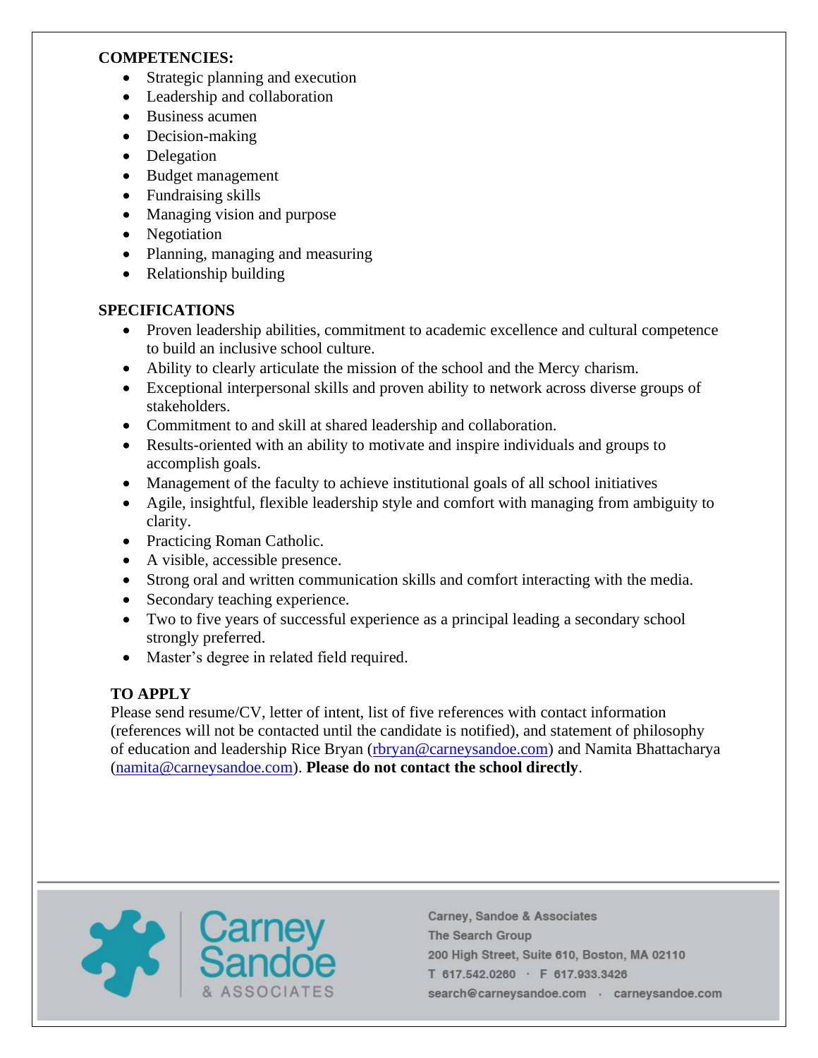**COMPETENCIES:**

- Strategic planning and execution
- Leadership and collaboration
- Business acumen
- Decision-making
- Delegation
- Budget management
- Fundraising skills
- Managing vision and purpose
- Negotiation
- Planning, managing and measuring
- Relationship building

**SPECIFICATIONS**

- Proven leadership abilities, commitment to academic excellence and cultural competence to build an inclusive school culture.
- Ability to clearly articulate the mission of the school and the Mercy charism.
- Exceptional interpersonal skills and proven ability to network across diverse groups of stakeholders.
- Commitment to and skill at shared leadership and collaboration.
- Results-oriented with an ability to motivate and inspire individuals and groups to accomplish goals.
- Management of the faculty to achieve institutional goals of all school initiatives
- Agile, insightful, flexible leadership style and comfort with managing from ambiguity to clarity.
- Practicing Roman Catholic.
- A visible, accessible presence.
- Strong oral and written communication skills and comfort interacting with the media.
- Secondary teaching experience.
- Two to five years of successful experience as a principal leading a secondary school strongly preferred.
- Master's degree in related field required.

**TO APPLY**

Please send resume/CV, letter of intent, list of five references with contact information (references will not be contacted until the candidate is notified), and statement of philosophy of education and leadership Rice Bryan (rbryan@carneysandoe.com) and Namita Bhattacharya (namita@carneysandoe.com). **Please do not contact the school directly**.

Carney Sandoe & ASSOCIATES

Carney, Sandoe & Associates
The Search Group
200 High Street, Suite 610, Boston, MA 02110
T 617.542.0260 · F 617.933.3426
search@carneysandoe.com · carneysandoe.com